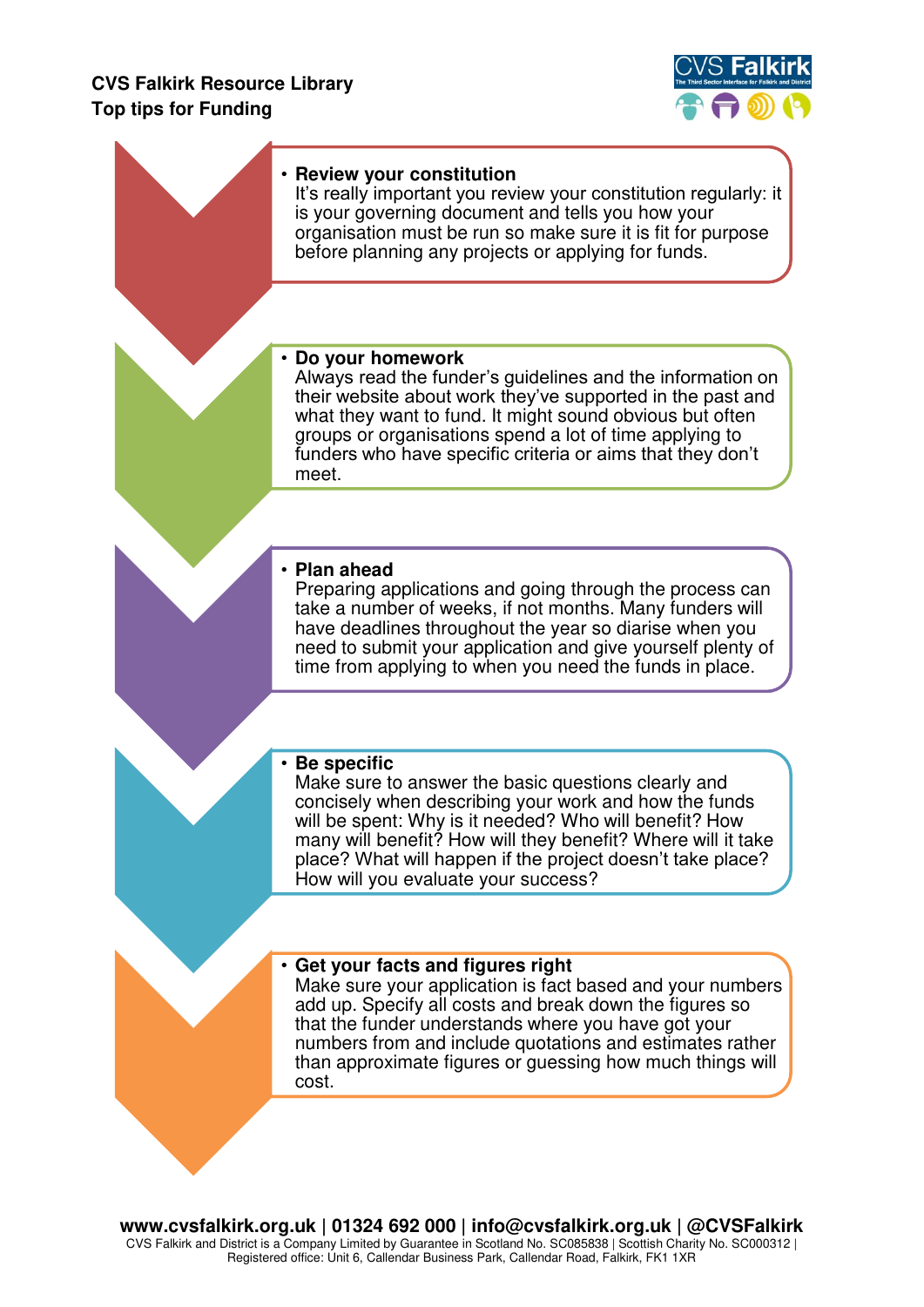**CVS Falkirk Resource Library**
**Top tips for Funding**

- **Review your constitution**
  It's really important you review your constitution regularly: it is your governing document and tells you how your organisation must be run so make sure it is fit for purpose before planning any projects or applying for funds.

- **Do your homework**
  Always read the funder's guidelines and the information on their website about work they've supported in the past and what they want to fund. It might sound obvious but often groups or organisations spend a lot of time applying to funders who have specific criteria or aims that they don't meet.

- **Plan ahead**
  Preparing applications and going through the process can take a number of weeks, if not months. Many funders will have deadlines throughout the year so diarise when you need to submit your application and give yourself plenty of time from applying to when you need the funds in place.

- **Be specific**
  Make sure to answer the basic questions clearly and concisely when describing your work and how the funds will be spent: Why is it needed? Who will benefit? How many will benefit? How will they benefit? Where will it take place? What will happen if the project doesn't take place? How will you evaluate your success?

- **Get your facts and figures right**
  Make sure your application is fact based and your numbers add up. Specify all costs and break down the figures so that the funder understands where you have got your numbers from and include quotations and estimates rather than approximate figures or guessing how much things will cost.

**www.cvsfalkirk.org.uk | 01324 692 000 | info@cvsfalkirk.org.uk | @CVSFalkirk**
CVS Falkirk and District is a Company Limited by Guarantee in Scotland No. SC085838 | Scottish Charity No. SC000312 | Registered office: Unit 6, Callendar Business Park, Callendar Road, Falkirk, FK1 1XR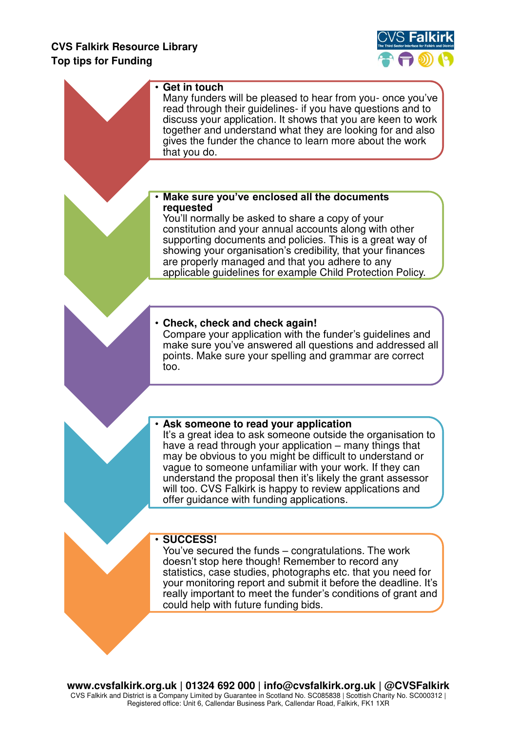**CVS Falkirk Resource Library**
**Top tips for Funding**

- **Get in touch**
  Many funders will be pleased to hear from you- once you've read through their guidelines- if you have questions and to discuss your application. It shows that you are keen to work together and understand what they are looking for and also gives the funder the chance to learn more about the work that you do.

- **Make sure you've enclosed all the documents requested**
  You'll normally be asked to share a copy of your constitution and your annual accounts along with other supporting documents and policies. This is a great way of showing your organisation's credibility, that your finances are properly managed and that you adhere to any applicable guidelines for example Child Protection Policy.

- **Check, check and check again!**
  Compare your application with the funder's guidelines and make sure you've answered all questions and addressed all points. Make sure your spelling and grammar are correct too.

- **Ask someone to read your application**
  It's a great idea to ask someone outside the organisation to have a read through your application – many things that may be obvious to you might be difficult to understand or vague to someone unfamiliar with your work. If they can understand the proposal then it's likely the grant assessor will too. CVS Falkirk is happy to review applications and offer guidance with funding applications.

- **SUCCESS!**
  You've secured the funds – congratulations. The work doesn't stop here though! Remember to record any statistics, case studies, photographs etc. that you need for your monitoring report and submit it before the deadline. It's really important to meet the funder's conditions of grant and could help with future funding bids.

**www.cvsfalkirk.org.uk | 01324 692 000 | info@cvsfalkirk.org.uk | @CVSFalkirk**
CVS Falkirk and District is a Company Limited by Guarantee in Scotland No. SC085838 | Scottish Charity No. SC000312 | Registered office: Unit 6, Callendar Business Park, Callendar Road, Falkirk, FK1 1XR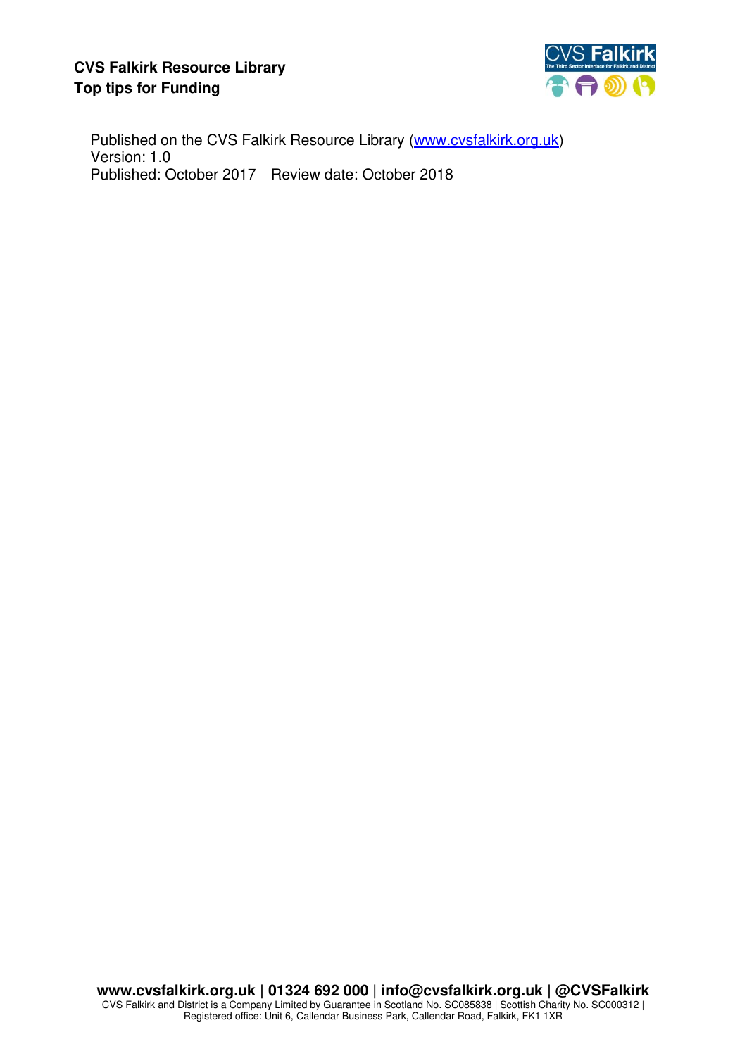Published on the CVS Falkirk Resource Library (www.cvsfalkirk.org.uk)
Version: 1.0
Published: October 2017 Review date: October 2018